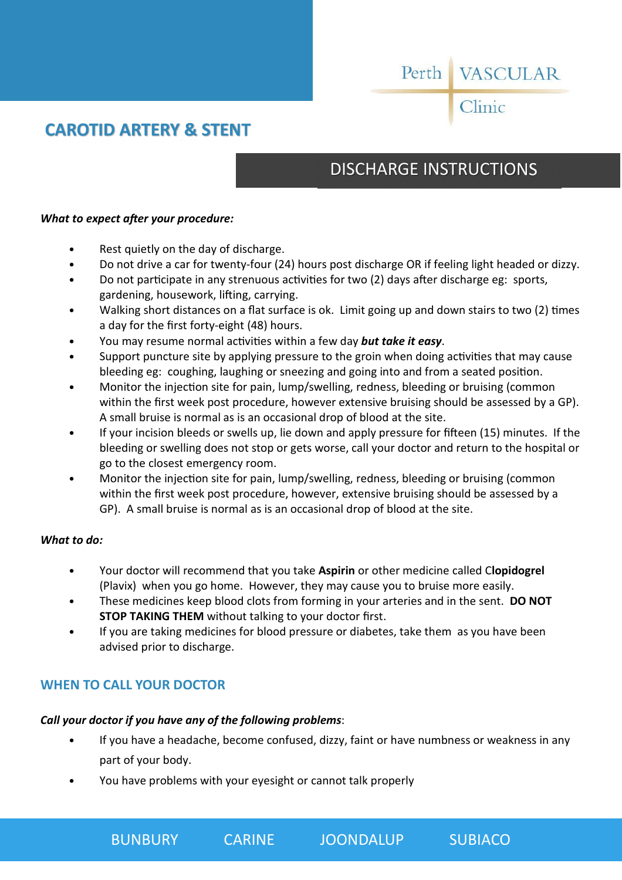Perth VASCULAR Clinic

# CAROTID ARTERY & STENT

## DISCHARGE INSTRUCTIONS

***What to expect after your procedure:***

- Rest quietly on the day of discharge.
- Do not drive a car for twenty-four (24) hours post discharge OR if feeling light headed or dizzy.
- Do not participate in any strenuous activities for two (2) days after discharge eg: sports, gardening, housework, lifting, carrying.
- Walking short distances on a flat surface is ok. Limit going up and down stairs to two (2) times a day for the first forty-eight (48) hours.
- You may resume normal activities within a few day ***but take it easy***.
- Support puncture site by applying pressure to the groin when doing activities that may cause bleeding eg: coughing, laughing or sneezing and going into and from a seated position.
- Monitor the injection site for pain, lump/swelling, redness, bleeding or bruising (common within the first week post procedure, however extensive bruising should be assessed by a GP). A small bruise is normal as is an occasional drop of blood at the site.
- If your incision bleeds or swells up, lie down and apply pressure for fifteen (15) minutes. If the bleeding or swelling does not stop or gets worse, call your doctor and return to the hospital or go to the closest emergency room.
- Monitor the injection site for pain, lump/swelling, redness, bleeding or bruising (common within the first week post procedure, however, extensive bruising should be assessed by a GP). A small bruise is normal as is an occasional drop of blood at the site.

***What to do:***

- Your doctor will recommend that you take **Aspirin** or other medicine called C**lopidogrel** (Plavix) when you go home. However, they may cause you to bruise more easily.
- These medicines keep blood clots from forming in your arteries and in the sent. **DO NOT STOP TAKING THEM** without talking to your doctor first.
- If you are taking medicines for blood pressure or diabetes, take them as you have been advised prior to discharge.

## WHEN TO CALL YOUR DOCTOR

***Call your doctor if you have any of the following problems***:

- If you have a headache, become confused, dizzy, faint or have numbness or weakness in any part of your body.
- You have problems with your eyesight or cannot talk properly

BUNBURY CARINE JOONDALUP SUBIACO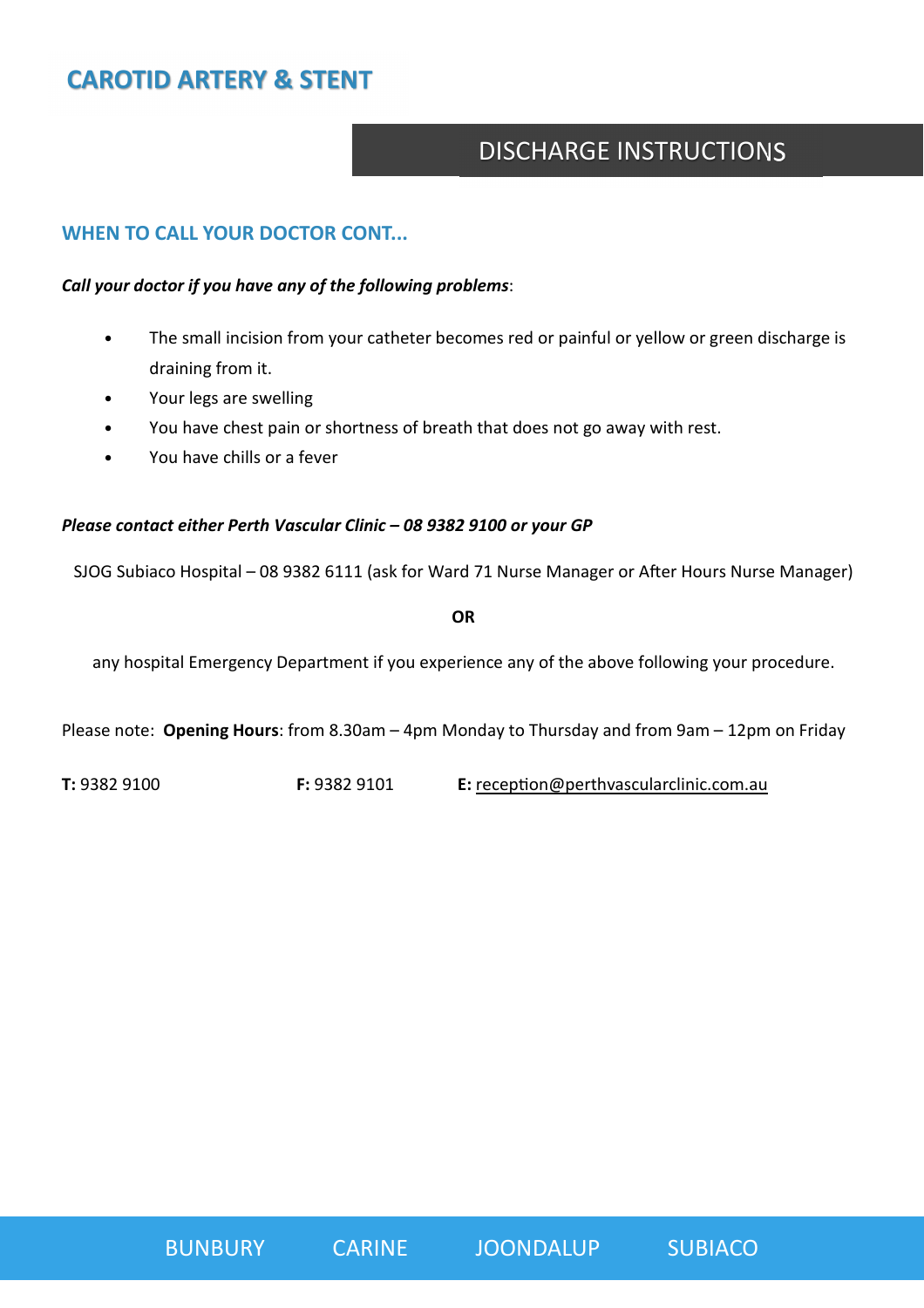## WHEN TO CALL YOUR DOCTOR CONT...

***Call your doctor if you have any of the following problems***:

- The small incision from your catheter becomes red or painful or yellow or green discharge is draining from it.
- Your legs are swelling
- You have chest pain or shortness of breath that does not go away with rest.
- You have chills or a fever

***Please contact either Perth Vascular Clinic – 08 9382 9100 or your GP***

SJOG Subiaco Hospital – 08 9382 6111 (ask for Ward 71 Nurse Manager or After Hours Nurse Manager)

**OR**

any hospital Emergency Department if you experience any of the above following your procedure.

Please note: **Opening Hours**: from 8.30am – 4pm Monday to Thursday and from 9am – 12pm on Friday

**T:** 9382 9100 **F:** 9382 9101 **E:** reception@perthvascularclinic.com.au